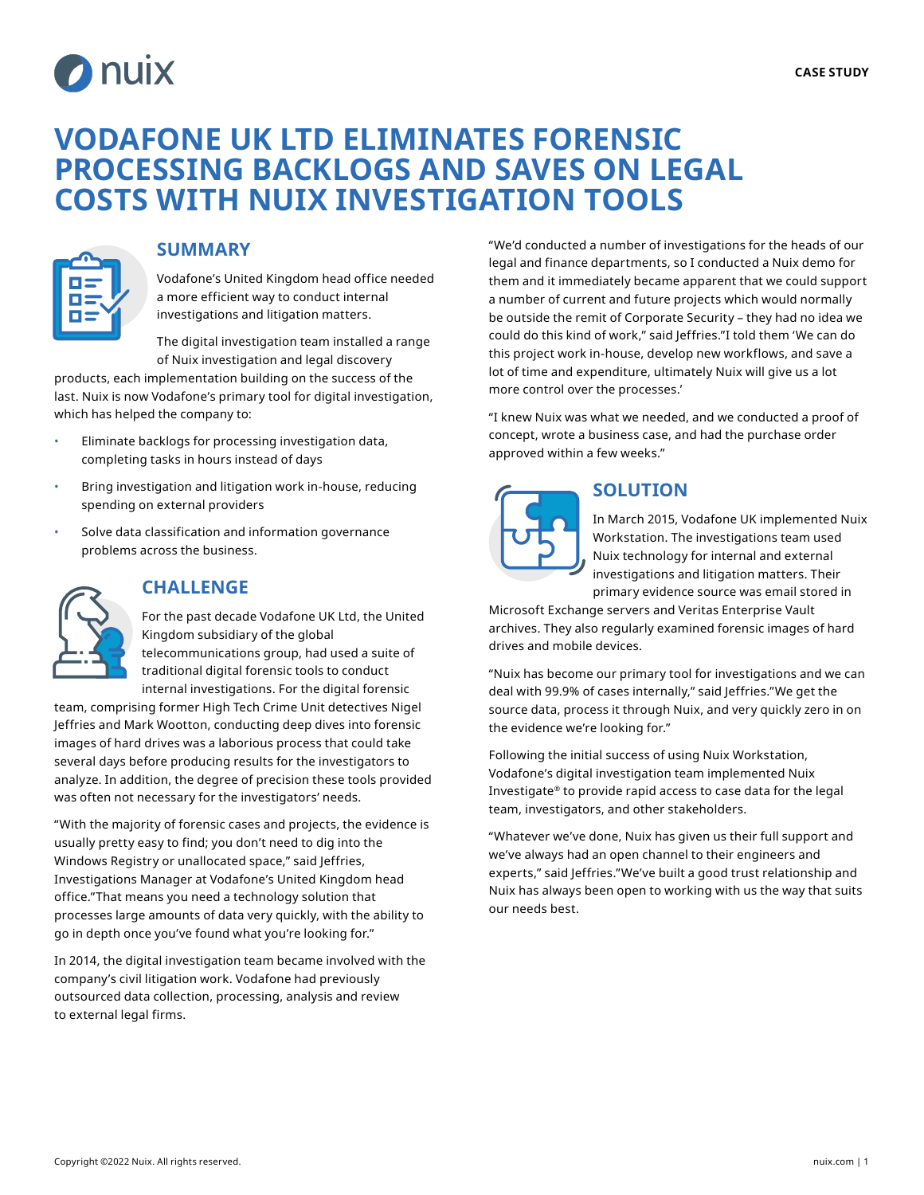# VODAFONE UK LTD ELIMINATES FORENSIC PROCESSING BACKLOGS AND SAVES ON LEGAL COSTS WITH NUIX INVESTIGATION TOOLS

## SUMMARY

Vodafone's United Kingdom head office needed a more efficient way to conduct internal investigations and litigation matters.

The digital investigation team installed a range of Nuix investigation and legal discovery products, each implementation building on the success of the last. Nuix is now Vodafone's primary tool for digital investigation, which has helped the company to:

- Eliminate backlogs for processing investigation data, completing tasks in hours instead of days
- Bring investigation and litigation work in-house, reducing spending on external providers
- Solve data classification and information governance problems across the business.

## CHALLENGE

For the past decade Vodafone UK Ltd, the United Kingdom subsidiary of the global telecommunications group, had used a suite of traditional digital forensic tools to conduct internal investigations. For the digital forensic team, comprising former High Tech Crime Unit detectives Nigel Jeffries and Mark Wootton, conducting deep dives into forensic images of hard drives was a laborious process that could take several days before producing results for the investigators to analyze. In addition, the degree of precision these tools provided was often not necessary for the investigators' needs.

"With the majority of forensic cases and projects, the evidence is usually pretty easy to find; you don't need to dig into the Windows Registry or unallocated space," said Jeffries, Investigations Manager at Vodafone's United Kingdom head office."That means you need a technology solution that processes large amounts of data very quickly, with the ability to go in depth once you've found what you're looking for."

In 2014, the digital investigation team became involved with the company's civil litigation work. Vodafone had previously outsourced data collection, processing, analysis and review to external legal firms.

"We'd conducted a number of investigations for the heads of our legal and finance departments, so I conducted a Nuix demo for them and it immediately became apparent that we could support a number of current and future projects which would normally be outside the remit of Corporate Security – they had no idea we could do this kind of work," said Jeffries."I told them 'We can do this project work in-house, develop new workflows, and save a lot of time and expenditure, ultimately Nuix will give us a lot more control over the processes.'

"I knew Nuix was what we needed, and we conducted a proof of concept, wrote a business case, and had the purchase order approved within a few weeks."

## SOLUTION

In March 2015, Vodafone UK implemented Nuix Workstation. The investigations team used Nuix technology for internal and external investigations and litigation matters. Their primary evidence source was email stored in Microsoft Exchange servers and Veritas Enterprise Vault archives. They also regularly examined forensic images of hard drives and mobile devices.

"Nuix has become our primary tool for investigations and we can deal with 99.9% of cases internally," said Jeffries."We get the source data, process it through Nuix, and very quickly zero in on the evidence we're looking for."

Following the initial success of using Nuix Workstation, Vodafone's digital investigation team implemented Nuix Investigate® to provide rapid access to case data for the legal team, investigators, and other stakeholders.

"Whatever we've done, Nuix has given us their full support and we've always had an open channel to their engineers and experts," said Jeffries."We've built a good trust relationship and Nuix has always been open to working with us the way that suits our needs best.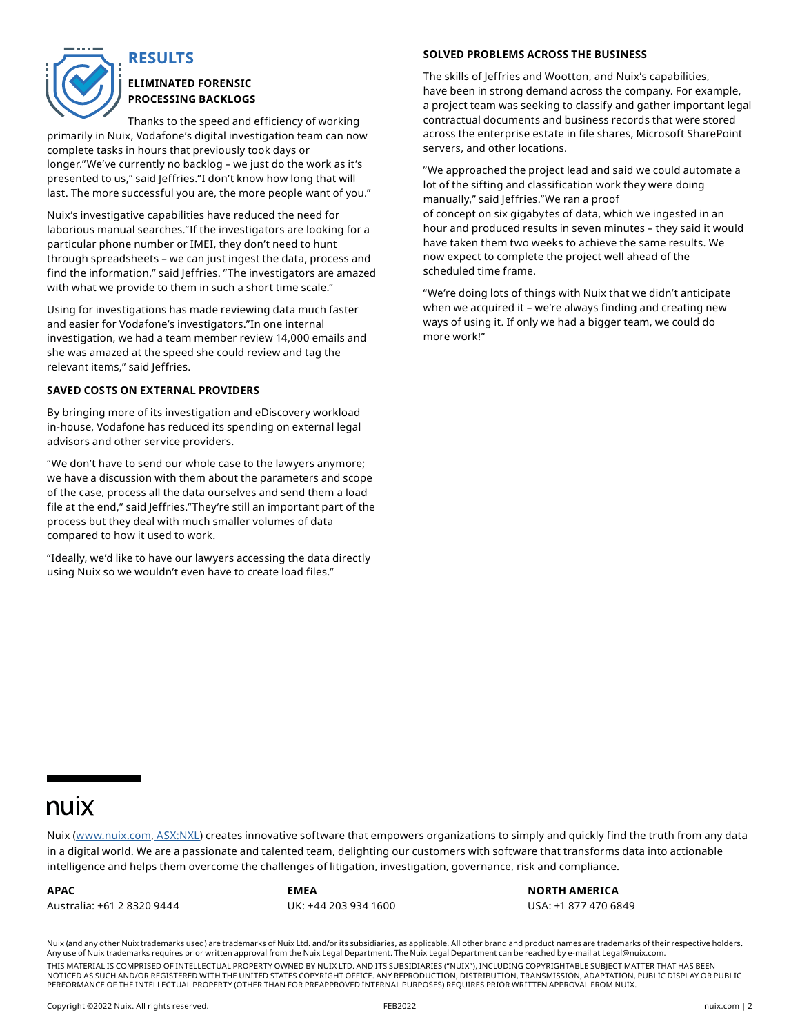## RESULTS

### ELIMINATED FORENSIC PROCESSING BACKLOGS

Thanks to the speed and efficiency of working primarily in Nuix, Vodafone's digital investigation team can now complete tasks in hours that previously took days or longer."We've currently no backlog – we just do the work as it's presented to us," said Jeffries."I don't know how long that will last. The more successful you are, the more people want of you."

Nuix's investigative capabilities have reduced the need for laborious manual searches."If the investigators are looking for a particular phone number or IMEI, they don't need to hunt through spreadsheets – we can just ingest the data, process and find the information," said Jeffries. "The investigators are amazed with what we provide to them in such a short time scale."

Using for investigations has made reviewing data much faster and easier for Vodafone's investigators."In one internal investigation, we had a team member review 14,000 emails and she was amazed at the speed she could review and tag the relevant items," said Jeffries.

### SAVED COSTS ON EXTERNAL PROVIDERS

By bringing more of its investigation and eDiscovery workload in-house, Vodafone has reduced its spending on external legal advisors and other service providers.

"We don't have to send our whole case to the lawyers anymore; we have a discussion with them about the parameters and scope of the case, process all the data ourselves and send them a load file at the end," said Jeffries."They're still an important part of the process but they deal with much smaller volumes of data compared to how it used to work.

"Ideally, we'd like to have our lawyers accessing the data directly using Nuix so we wouldn't even have to create load files."

### SOLVED PROBLEMS ACROSS THE BUSINESS

The skills of Jeffries and Wootton, and Nuix's capabilities, have been in strong demand across the company. For example, a project team was seeking to classify and gather important legal contractual documents and business records that were stored across the enterprise estate in file shares, Microsoft SharePoint servers, and other locations.

"We approached the project lead and said we could automate a lot of the sifting and classification work they were doing manually," said Jeffries."We ran a proof of concept on six gigabytes of data, which we ingested in an hour and produced results in seven minutes – they said it would have taken them two weeks to achieve the same results. We now expect to complete the project well ahead of the scheduled time frame.

"We're doing lots of things with Nuix that we didn't anticipate when we acquired it – we're always finding and creating new ways of using it. If only we had a bigger team, we could do more work!"

nuix

Nuix (www.nuix.com, ASX:NXL) creates innovative software that empowers organizations to simply and quickly find the truth from any data in a digital world. We are a passionate and talented team, delighting our customers with software that transforms data into actionable intelligence and helps them overcome the challenges of litigation, investigation, governance, risk and compliance.

**APAC**
Australia: +61 2 8320 9444

**EMEA**
UK: +44 203 934 1600

**NORTH AMERICA**
USA: +1 877 470 6849

Nuix (and any other Nuix trademarks used) are trademarks of Nuix Ltd. and/or its subsidiaries, as applicable. All other brand and product names are trademarks of their respective holders. Any use of Nuix trademarks requires prior written approval from the Nuix Legal Department. The Nuix Legal Department can be reached by e-mail at Legal@nuix.com.

THIS MATERIAL IS COMPRISED OF INTELLECTUAL PROPERTY OWNED BY NUIX LTD. AND ITS SUBSIDIARIES ("NUIX"), INCLUDING COPYRIGHTABLE SUBJECT MATTER THAT HAS BEEN NOTICED AS SUCH AND/OR REGISTERED WITH THE UNITED STATES COPYRIGHT OFFICE. ANY REPRODUCTION, DISTRIBUTION, TRANSMISSION, ADAPTATION, PUBLIC DISPLAY OR PUBLIC PERFORMANCE OF THE INTELLECTUAL PROPERTY (OTHER THAN FOR PREAPPROVED INTERNAL PURPOSES) REQUIRES PRIOR WRITTEN APPROVAL FROM NUIX.

Copyright ©2022 Nuix. All rights reserved.

FEB2022